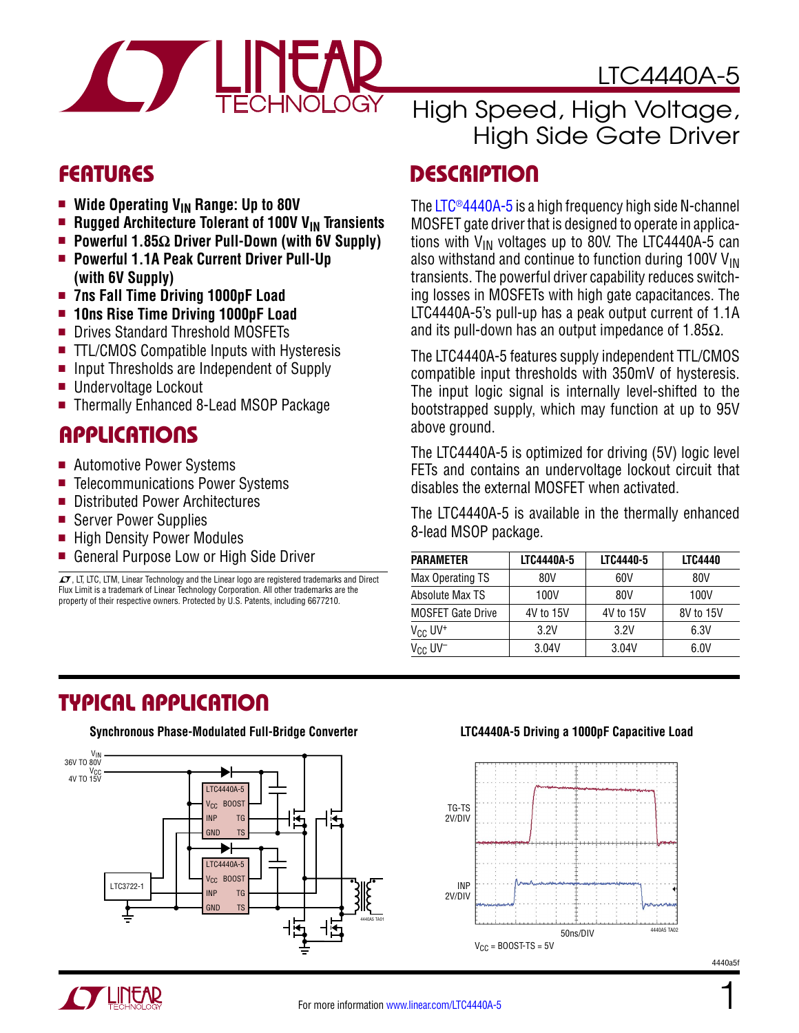# LTC4440A-5

## High Speed, High Voltage, High Side Gate Driver

## FEATURES

- **Wide Operating $V_{IN}$ Range: Up to 80V**
- **Rugged Architecture Tolerant of 100V $V_{IN}$ Transients**
- **Powerful 1.85Ω Driver Pull-Down (with 6V Supply)**
- **Powerful 1.1A Peak Current Driver Pull-Up (with 6V Supply)**
- **7ns Fall Time Driving 1000pF Load**
- **10ns Rise Time Driving 1000pF Load**
- Drives Standard Threshold MOSFETs
- TTL/CMOS Compatible Inputs with Hysteresis
- Input Thresholds are Independent of Supply
- Undervoltage Lockout
- Thermally Enhanced 8-Lead MSOP Package

## APPLICATIONS

- Automotive Power Systems
- Telecommunications Power Systems
- Distributed Power Architectures
- Server Power Supplies
- High Density Power Modules
- General Purpose Low or High Side Driver

LT, LTC, LTM, Linear Technology and the Linear logo are registered trademarks and Direct Flux Limit is a trademark of Linear Technology Corporation. All other trademarks are the property of their respective owners. Protected by U.S. Patents, including 6677210.

## DESCRIPTION

The LTC®4440A-5 is a high frequency high side N-channel MOSFET gate driver that is designed to operate in applications with $V_{IN}$ voltages up to 80V. The LTC4440A-5 can also withstand and continue to function during 100V $V_{IN}$ transients. The powerful driver capability reduces switching losses in MOSFETs with high gate capacitances. The LTC4440A-5's pull-up has a peak output current of 1.1A and its pull-down has an output impedance of 1.85Ω.

The LTC4440A-5 features supply independent TTL/CMOS compatible input thresholds with 350mV of hysteresis. The input logic signal is internally level-shifted to the bootstrapped supply, which may function at up to 95V above ground.

The LTC4440A-5 is optimized for driving (5V) logic level FETs and contains an undervoltage lockout circuit that disables the external MOSFET when activated.

The LTC4440A-5 is available in the thermally enhanced 8-lead MSOP package.

| PARAMETER | LTC4440A-5 | LTC4440-5 | LTC4440 |
|---|---|---|---|
| Max Operating TS | 80V | 60V | 80V |
| Absolute Max TS | 100V | 80V | 100V |
| MOSFET Gate Drive | 4V to 15V | 4V to 15V | 8V to 15V |
| $V_{CC}$ UV+ | 3.2V | 3.2V | 6.3V |
| $V_{CC}$ UV− | 3.04V | 3.04V | 6.0V |

## TYPICAL APPLICATION

**Synchronous Phase-Modulated Full-Bridge Converter**

**LTC4440A-5 Driving a 1000pF Capacitive Load**

$V_{CC}$ = BOOST-TS = 5V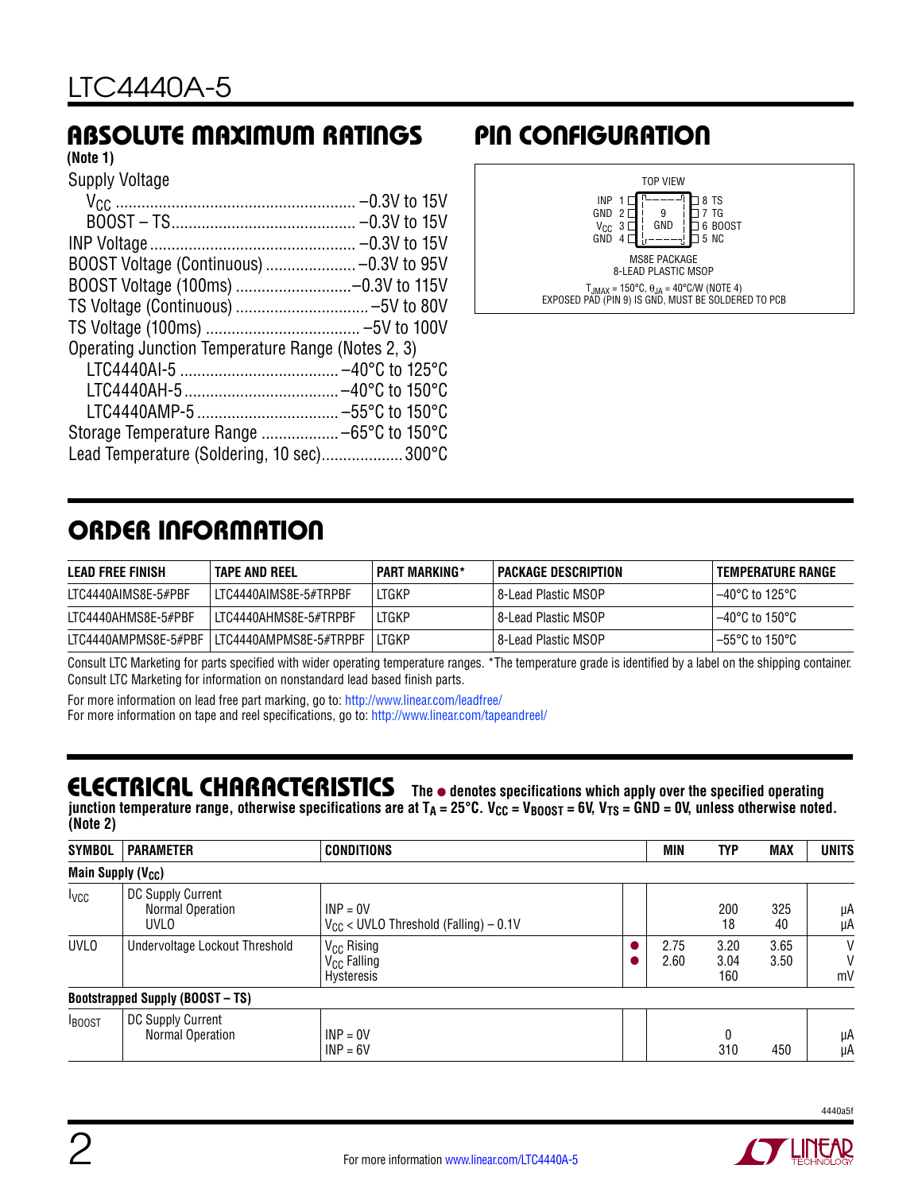## ABSOLUTE MAXIMUM RATINGS

**(Note 1)**

Supply Voltage
- $V_{CC}$ .......................................... –0.3V to 15V
- BOOST – TS.......................................... –0.3V to 15V

INP Voltage .......................................... –0.3V to 15V
BOOST Voltage (Continuous) ..................... –0.3V to 95V
BOOST Voltage (100ms) ........................... –0.3V to 115V
TS Voltage (Continuous) ............................... –5V to 80V
TS Voltage (100ms) .................................... –5V to 100V
Operating Junction Temperature Range (Notes 2, 3)
- LTC4440AI-5 ..................................... –40°C to 125°C
- LTC4440AH-5 .................................... –40°C to 150°C
- LTC4440AMP-5 ................................. –55°C to 150°C

Storage Temperature Range .................. –65°C to 150°C
Lead Temperature (Soldering, 10 sec)................... 300°C

## PIN CONFIGURATION

TOP VIEW

| Pin | Name | | Pin | Name |
|---|---|---|---|---|
| 1 | INP | | 8 | TS |
| 2 | GND | 9 GND | 7 | TG |
| 3 | $V_{CC}$ | | 6 | BOOST |
| 4 | GND | | 5 | NC |

MS8E PACKAGE
8-LEAD PLASTIC MSOP

$T_{JMAX} = 150°C$, $\theta_{JA} = 40°C/W$ (NOTE 4)
EXPOSED PAD (PIN 9) IS GND, MUST BE SOLDERED TO PCB

## ORDER INFORMATION

| LEAD FREE FINISH | TAPE AND REEL | PART MARKING* | PACKAGE DESCRIPTION | TEMPERATURE RANGE |
|---|---|---|---|---|
| LTC4440AIMS8E-5#PBF | LTC4440AIMS8E-5#TRPBF | LTGKP | 8-Lead Plastic MSOP | –40°C to 125°C |
| LTC4440AHMS8E-5#PBF | LTC4440AHMS8E-5#TRPBF | LTGKP | 8-Lead Plastic MSOP | –40°C to 150°C |
| LTC4440AMPMS8E-5#PBF | LTC4440AMPMS8E-5#TRPBF | LTGKP | 8-Lead Plastic MSOP | –55°C to 150°C |

Consult LTC Marketing for parts specified with wider operating temperature ranges. *The temperature grade is identified by a label on the shipping container.
Consult LTC Marketing for information on nonstandard lead based finish parts.

For more information on lead free part marking, go to: http://www.linear.com/leadfree/
For more information on tape and reel specifications, go to: http://www.linear.com/tapeandreel/

## ELECTRICAL CHARACTERISTICS

**The ● denotes specifications which apply over the specified operating junction temperature range, otherwise specifications are at $T_A = 25°C$. $V_{CC} = V_{BOOST} = 6V$, $V_{TS} = GND = 0V$, unless otherwise noted. (Note 2)**

| SYMBOL | PARAMETER | CONDITIONS | | MIN | TYP | MAX | UNITS |
|---|---|---|---|---|---|---|---|
| **Main Supply ($V_{CC}$)** | | | | | | | |
| $I_{VCC}$ | DC Supply Current<br>Normal Operation<br>UVLO | <br>INP = 0V<br>$V_{CC}$ < UVLO Threshold (Falling) – 0.1V | | | <br>200<br>18 | <br>325<br>40 | <br>µA<br>µA |
| UVLO | Undervoltage Lockout Threshold | $V_{CC}$ Rising<br>$V_{CC}$ Falling<br>Hysteresis | ●<br>● | 2.75<br>2.60 | 3.20<br>3.04<br>160 | 3.65<br>3.50 | V<br>V<br>mV |
| **Bootstrapped Supply (BOOST – TS)** | | | | | | | |
| $I_{BOOST}$ | DC Supply Current<br>Normal Operation | <br>INP = 0V<br>INP = 6V | | | <br>0<br>310 | <br><br>450 | <br>µA<br>µA |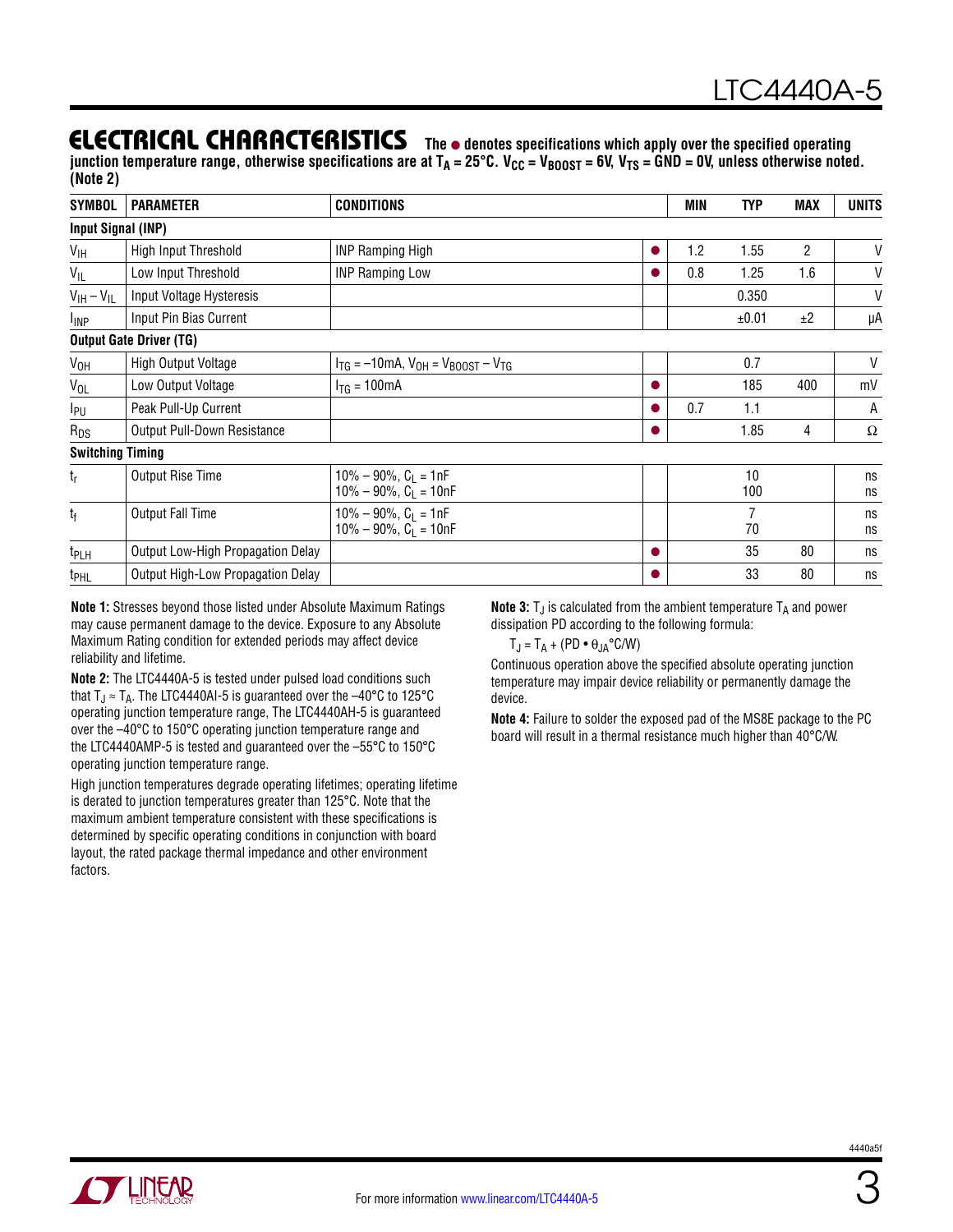## ELECTRICAL CHARACTERISTICS

**The ● denotes specifications which apply over the specified operating junction temperature range, otherwise specifications are at $T_A$ = 25°C. $V_{CC}$ = $V_{BOOST}$ = 6V, $V_{TS}$ = GND = 0V, unless otherwise noted. (Note 2)**

| SYMBOL | PARAMETER | CONDITIONS | | MIN | TYP | MAX | UNITS |
|---|---|---|---|---|---|---|---|
| **Input Signal (INP)** | | | | | | | |
| $V_{IH}$ | High Input Threshold | INP Ramping High | ● | 1.2 | 1.55 | 2 | V |
| $V_{IL}$ | Low Input Threshold | INP Ramping Low | ● | 0.8 | 1.25 | 1.6 | V |
| $V_{IH} – V_{IL}$ | Input Voltage Hysteresis | | | | 0.350 | | V |
| $I_{INP}$ | Input Pin Bias Current | | | | ±0.01 | ±2 | µA |
| **Output Gate Driver (TG)** | | | | | | | |
| $V_{OH}$ | High Output Voltage | $I_{TG}$ = –10mA, $V_{OH}$ = $V_{BOOST}$ – $V_{TG}$ | | | 0.7 | | V |
| $V_{OL}$ | Low Output Voltage | $I_{TG}$ = 100mA | ● | | 185 | 400 | mV |
| $I_{PU}$ | Peak Pull-Up Current | | ● | 0.7 | 1.1 | | A |
| $R_{DS}$ | Output Pull-Down Resistance | | ● | | 1.85 | 4 | Ω |
| **Switching Timing** | | | | | | | |
| $t_r$ | Output Rise Time | 10% – 90%, $C_L$ = 1nF<br>10% – 90%, $C_L$ = 10nF | | | 10<br>100 | | ns<br>ns |
| $t_f$ | Output Fall Time | 10% – 90%, $C_L$ = 1nF<br>10% – 90%, $C_L$ = 10nF | | | 7<br>70 | | ns<br>ns |
| $t_{PLH}$ | Output Low-High Propagation Delay | | ● | | 35 | 80 | ns |
| $t_{PHL}$ | Output High-Low Propagation Delay | | ● | | 33 | 80 | ns |

**Note 1:** Stresses beyond those listed under Absolute Maximum Ratings may cause permanent damage to the device. Exposure to any Absolute Maximum Rating condition for extended periods may affect device reliability and lifetime.

**Note 2:** The LTC4440A-5 is tested under pulsed load conditions such that $T_J \approx T_A$. The LTC4440AI-5 is guaranteed over the –40°C to 125°C operating junction temperature range, The LTC4440AH-5 is guaranteed over the –40°C to 150°C operating junction temperature range and the LTC4440AMP-5 is tested and guaranteed over the –55°C to 150°C operating junction temperature range.

High junction temperatures degrade operating lifetimes; operating lifetime is derated to junction temperatures greater than 125°C. Note that the maximum ambient temperature consistent with these specifications is determined by specific operating conditions in conjunction with board layout, the rated package thermal impedance and other environment factors.

**Note 3:** $T_J$ is calculated from the ambient temperature $T_A$ and power dissipation PD according to the following formula:

$$T_J = T_A + (PD \bullet \theta_{JA}°C/W)$$

Continuous operation above the specified absolute operating junction temperature may impair device reliability or permanently damage the device.

**Note 4:** Failure to solder the exposed pad of the MS8E package to the PC board will result in a thermal resistance much higher than 40°C/W.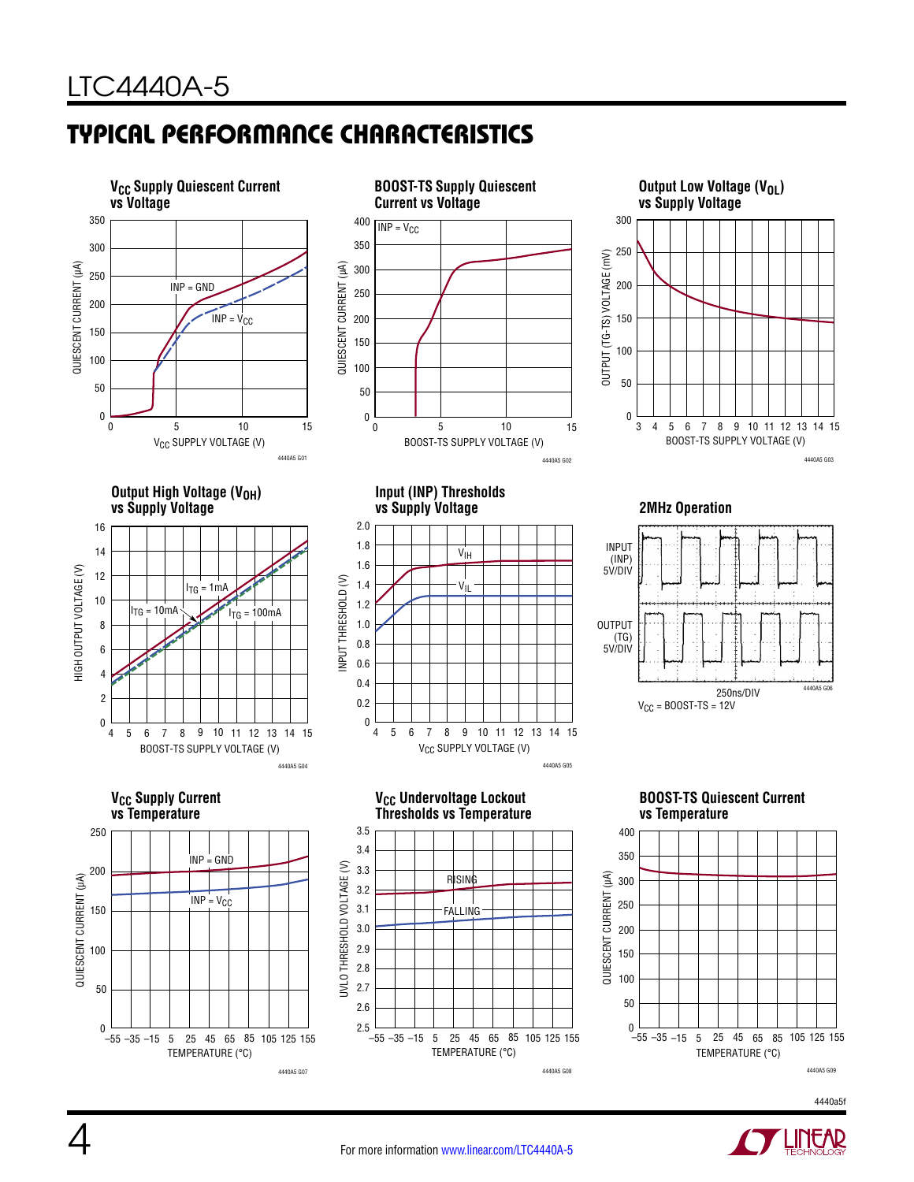## TYPICAL PERFORMANCE CHARACTERISTICS

**$V_{CC}$ Supply Quiescent Current vs Voltage**

QUIESCENT CURRENT (µA) vs $V_{CC}$ SUPPLY VOLTAGE (V); curves: INP = GND, INP = $V_{CC}$

4440A5 G01

**BOOST-TS Supply Quiescent Current vs Voltage**

INP = $V_{CC}$

QUIESCENT CURRENT (µA) vs BOOST-TS SUPPLY VOLTAGE (V)

4440A5 G02

**Output Low Voltage ($V_{OL}$) vs Supply Voltage**

OUTPUT (TG-TS) VOLTAGE (mV) vs BOOST-TS SUPPLY VOLTAGE (V)

4440A5 G03

**Output High Voltage ($V_{OH}$) vs Supply Voltage**

HIGH OUTPUT VOLTAGE (V) vs BOOST-TS SUPPLY VOLTAGE (V); curves: $I_{TG}$ = 1mA, $I_{TG}$ = 10mA, $I_{TG}$ = 100mA

4440A5 G04

**Input (INP) Thresholds vs Supply Voltage**

INPUT THRESHOLD (V) vs $V_{CC}$ SUPPLY VOLTAGE (V); curves: $V_{IH}$, $V_{IL}$

4440A5 G05

**2MHz Operation**

INPUT (INP) 5V/DIV; OUTPUT (TG) 5V/DIV; 250ns/DIV

$V_{CC}$ = BOOST-TS = 12V

4440A5 G06

**$V_{CC}$ Supply Current vs Temperature**

QUIESCENT CURRENT (µA) vs TEMPERATURE (°C); curves: INP = GND, INP = $V_{CC}$

4440A5 G07

**$V_{CC}$ Undervoltage Lockout Thresholds vs Temperature**

UVLO THRESHOLD VOLTAGE (V) vs TEMPERATURE (°C); curves: RISING, FALLING

4440A5 G08

**BOOST-TS Quiescent Current vs Temperature**

QUIESCENT CURRENT (µA) vs TEMPERATURE (°C)

4440A5 G09

4440a5f

For more information www.linear.com/LTC4440A-5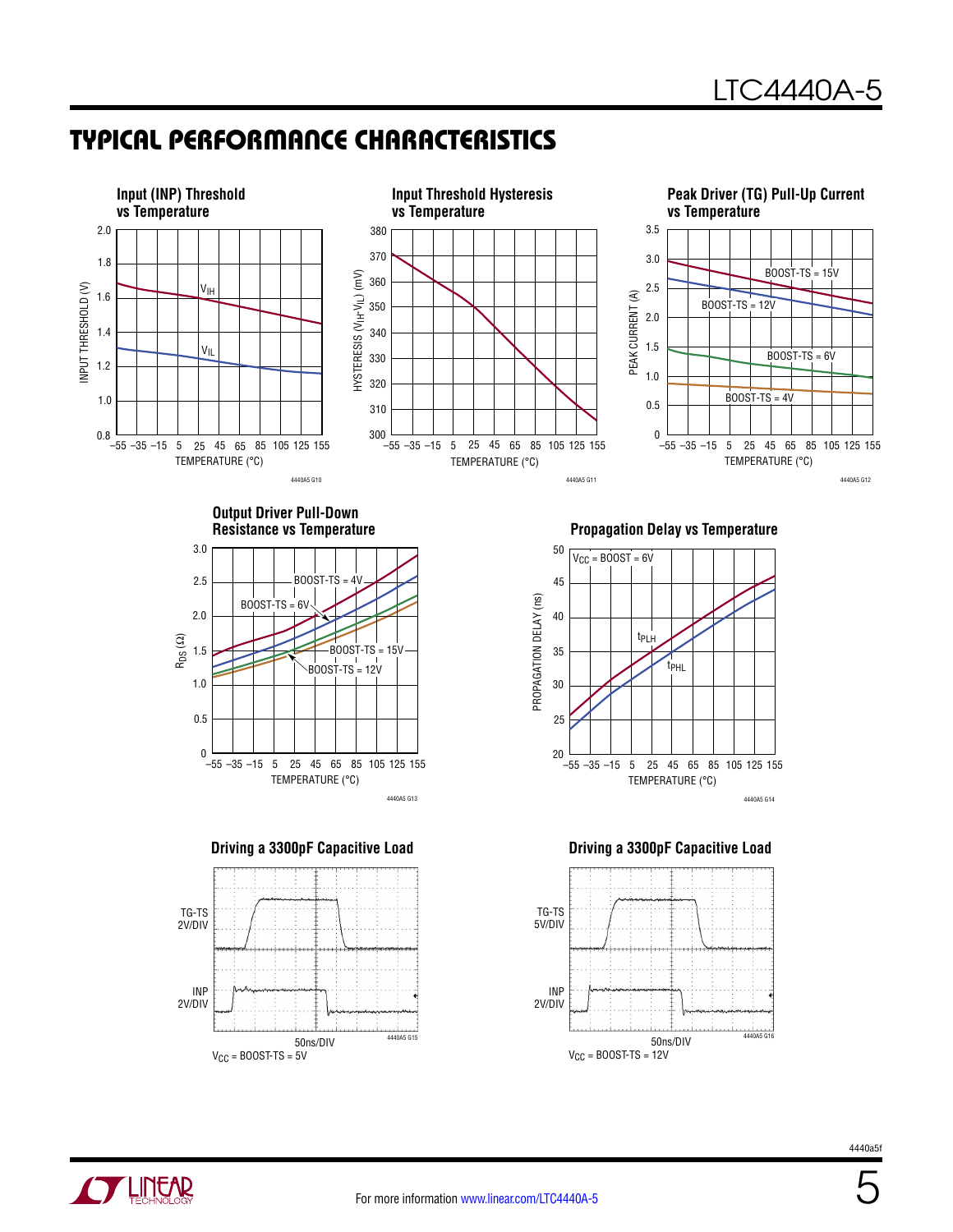## TYPICAL PERFORMANCE CHARACTERISTICS

**Input (INP) Threshold vs Temperature**

INPUT THRESHOLD (V) vs TEMPERATURE (°C); curves: $V_{IH}$, $V_{IL}$

4440A5 G10

**Input Threshold Hysteresis vs Temperature**

HYSTERESIS ($V_{IH}$-$V_{IL}$) (mV) vs TEMPERATURE (°C)

4440A5 G11

**Peak Driver (TG) Pull-Up Current vs Temperature**

PEAK CURRENT (A) vs TEMPERATURE (°C); curves: BOOST-TS = 15V, BOOST-TS = 12V, BOOST-TS = 6V, BOOST-TS = 4V

4440A5 G12

**Output Driver Pull-Down Resistance vs Temperature**

$R_{DS}$ (Ω) vs TEMPERATURE (°C); curves: BOOST-TS = 4V, BOOST-TS = 6V, BOOST-TS = 15V, BOOST-TS = 12V

4440A5 G13

**Propagation Delay vs Temperature**

PROPAGATION DELAY (ns) vs TEMPERATURE (°C); $V_{CC}$ = BOOST = 6V; curves: $t_{PLH}$, $t_{PHL}$

4440A5 G14

**Driving a 3300pF Capacitive Load**

TG-TS 2V/DIV; INP 2V/DIV; 50ns/DIV

$V_{CC}$ = BOOST-TS = 5V

4440A5 G15

**Driving a 3300pF Capacitive Load**

TG-TS 5V/DIV; INP 2V/DIV; 50ns/DIV

$V_{CC}$ = BOOST-TS = 12V

4440A5 G16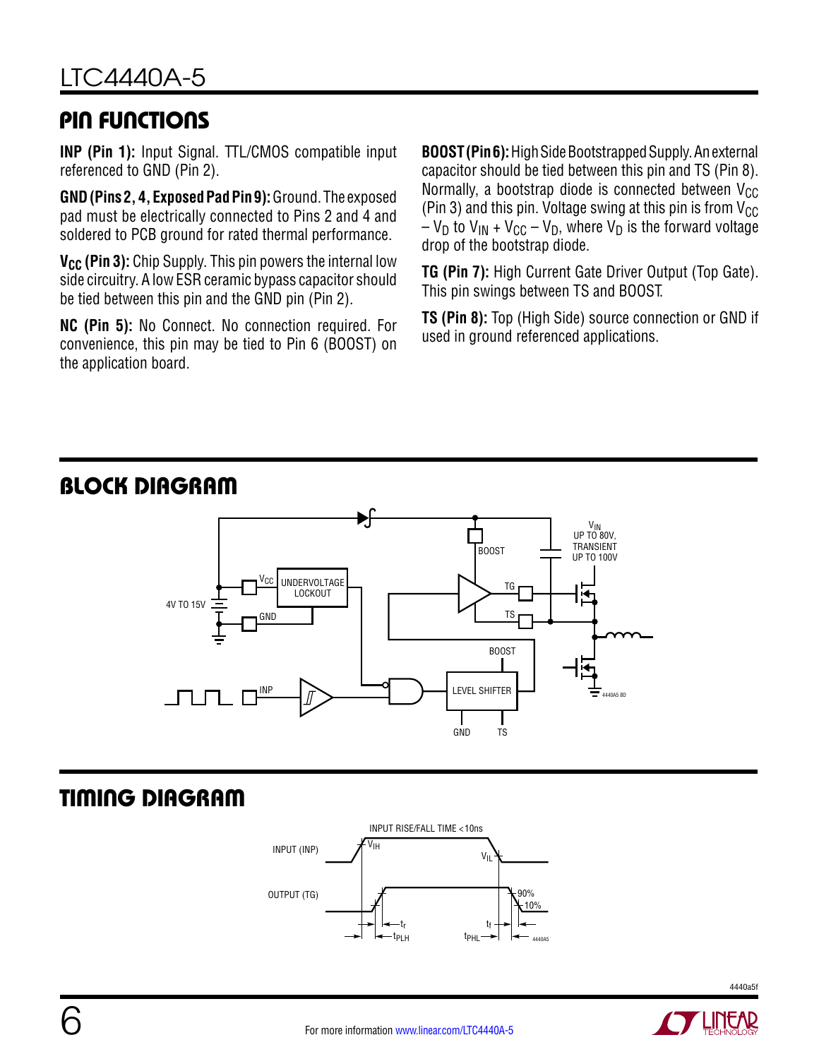## PIN FUNCTIONS

**INP (Pin 1):** Input Signal. TTL/CMOS compatible input referenced to GND (Pin 2).

**GND (Pins 2, 4, Exposed Pad Pin 9):** Ground. The exposed pad must be electrically connected to Pins 2 and 4 and soldered to PCB ground for rated thermal performance.

**$V_{CC}$ (Pin 3):** Chip Supply. This pin powers the internal low side circuitry. A low ESR ceramic bypass capacitor should be tied between this pin and the GND pin (Pin 2).

**NC (Pin 5):** No Connect. No connection required. For convenience, this pin may be tied to Pin 6 (BOOST) on the application board.

**BOOST (Pin 6):** High Side Bootstrapped Supply. An external capacitor should be tied between this pin and TS (Pin 8). Normally, a bootstrap diode is connected between $V_{CC}$ (Pin 3) and this pin. Voltage swing at this pin is from $V_{CC} – V_D$ to $V_{IN} + V_{CC} – V_D$, where $V_D$ is the forward voltage drop of the bootstrap diode.

**TG (Pin 7):** High Current Gate Driver Output (Top Gate). This pin swings between TS and BOOST.

**TS (Pin 8):** Top (High Side) source connection or GND if used in ground referenced applications.

## BLOCK DIAGRAM

## TIMING DIAGRAM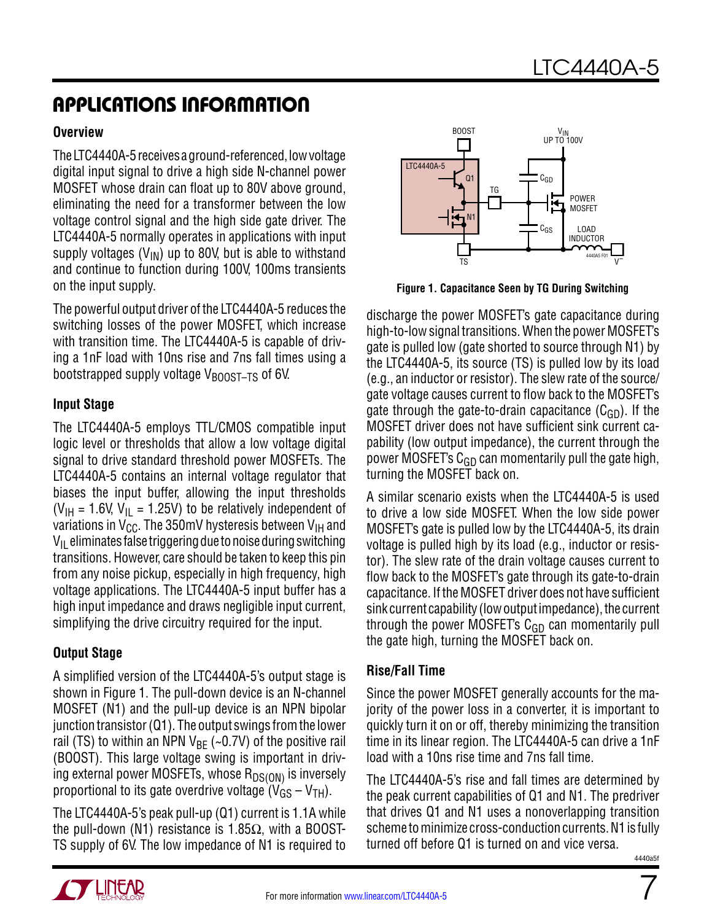## APPLICATIONS INFORMATION

### Overview

The LTC4440A-5 receives a ground-referenced, low voltage digital input signal to drive a high side N-channel power MOSFET whose drain can float up to 80V above ground, eliminating the need for a transformer between the low voltage control signal and the high side gate driver. The LTC4440A-5 normally operates in applications with input supply voltages ($V_{IN}$) up to 80V, but is able to withstand and continue to function during 100V, 100ms transients on the input supply.

The powerful output driver of the LTC4440A-5 reduces the switching losses of the power MOSFET, which increase with transition time. The LTC4440A-5 is capable of driving a 1nF load with 10ns rise and 7ns fall times using a bootstrapped supply voltage $V_{BOOST-TS}$ of 6V.

### Input Stage

The LTC4440A-5 employs TTL/CMOS compatible input logic level or thresholds that allow a low voltage digital signal to drive standard threshold power MOSFETs. The LTC4440A-5 contains an internal voltage regulator that biases the input buffer, allowing the input thresholds ($V_{IH}$ = 1.6V, $V_{IL}$ = 1.25V) to be relatively independent of variations in $V_{CC}$. The 350mV hysteresis between $V_{IH}$ and $V_{IL}$ eliminates false triggering due to noise during switching transitions. However, care should be taken to keep this pin from any noise pickup, especially in high frequency, high voltage applications. The LTC4440A-5 input buffer has a high input impedance and draws negligible input current, simplifying the drive circuitry required for the input.

### Output Stage

A simplified version of the LTC4440A-5's output stage is shown in Figure 1. The pull-down device is an N-channel MOSFET (N1) and the pull-up device is an NPN bipolar junction transistor (Q1). The output swings from the lower rail (TS) to within an NPN $V_{BE}$ (~0.7V) of the positive rail (BOOST). This large voltage swing is important in driving external power MOSFETs, whose $R_{DS(ON)}$ is inversely proportional to its gate overdrive voltage ($V_{GS} - V_{TH}$).

The LTC4440A-5's peak pull-up (Q1) current is 1.1A while the pull-down (N1) resistance is 1.85Ω, with a BOOST-TS supply of 6V. The low impedance of N1 is required to discharge the power MOSFET's gate capacitance during high-to-low signal transitions. When the power MOSFET's gate is pulled low (gate shorted to source through N1) by the LTC4440A-5, its source (TS) is pulled low by its load (e.g., an inductor or resistor). The slew rate of the source/gate voltage causes current to flow back to the MOSFET's gate through the gate-to-drain capacitance ($C_{GD}$). If the MOSFET driver does not have sufficient sink current capability (low output impedance), the current through the power MOSFET's $C_{GD}$ can momentarily pull the gate high, turning the MOSFET back on.

Figure 1. Capacitance Seen by TG During Switching

A similar scenario exists when the LTC4440A-5 is used to drive a low side MOSFET. When the low side power MOSFET's gate is pulled low by the LTC4440A-5, its drain voltage is pulled high by its load (e.g., inductor or resistor). The slew rate of the drain voltage causes current to flow back to the MOSFET's gate through its gate-to-drain capacitance. If the MOSFET driver does not have sufficient sink current capability (low output impedance), the current through the power MOSFET's $C_{GD}$ can momentarily pull the gate high, turning the MOSFET back on.

### Rise/Fall Time

Since the power MOSFET generally accounts for the majority of the power loss in a converter, it is important to quickly turn it on or off, thereby minimizing the transition time in its linear region. The LTC4440A-5 can drive a 1nF load with a 10ns rise time and 7ns fall time.

The LTC4440A-5's rise and fall times are determined by the peak current capabilities of Q1 and N1. The predriver that drives Q1 and N1 uses a nonoverlapping transition scheme to minimize cross-conduction currents. N1 is fully turned off before Q1 is turned on and vice versa.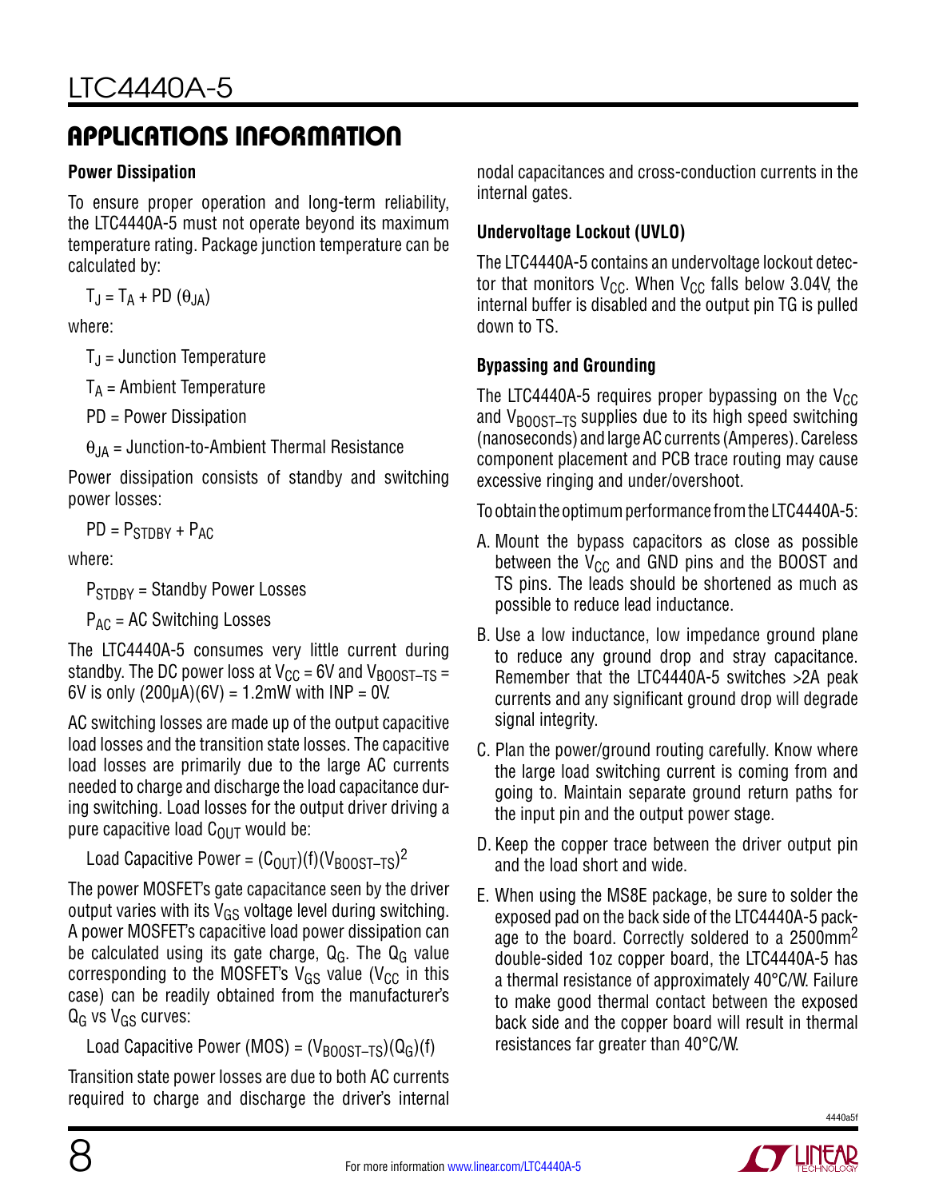## APPLICATIONS INFORMATION

### Power Dissipation

To ensure proper operation and long-term reliability, the LTC4440A-5 must not operate beyond its maximum temperature rating. Package junction temperature can be calculated by:

$$T_J = T_A + PD\,(\theta_{JA})$$

where:

$T_J$ = Junction Temperature

$T_A$ = Ambient Temperature

PD = Power Dissipation

$\theta_{JA}$ = Junction-to-Ambient Thermal Resistance

Power dissipation consists of standby and switching power losses:

$$PD = P_{STDBY} + P_{AC}$$

where:

$P_{STDBY}$ = Standby Power Losses

$P_{AC}$ = AC Switching Losses

The LTC4440A-5 consumes very little current during standby. The DC power loss at $V_{CC}$ = 6V and $V_{BOOST-TS}$ = 6V is only (200μA)(6V) = 1.2mW with INP = 0V.

AC switching losses are made up of the output capacitive load losses and the transition state losses. The capacitive load losses are primarily due to the large AC currents needed to charge and discharge the load capacitance during switching. Load losses for the output driver driving a pure capacitive load $C_{OUT}$ would be:

$$\text{Load Capacitive Power} = (C_{OUT})(f)(V_{BOOST-TS})^2$$

The power MOSFET's gate capacitance seen by the driver output varies with its $V_{GS}$ voltage level during switching. A power MOSFET's capacitive load power dissipation can be calculated using its gate charge, $Q_G$. The $Q_G$ value corresponding to the MOSFET's $V_{GS}$ value ($V_{CC}$ in this case) can be readily obtained from the manufacturer's $Q_G$ vs $V_{GS}$ curves:

$$\text{Load Capacitive Power (MOS)} = (V_{BOOST-TS})(Q_G)(f)$$

Transition state power losses are due to both AC currents required to charge and discharge the driver's internal nodal capacitances and cross-conduction currents in the internal gates.

### Undervoltage Lockout (UVLO)

The LTC4440A-5 contains an undervoltage lockout detector that monitors $V_{CC}$. When $V_{CC}$ falls below 3.04V, the internal buffer is disabled and the output pin TG is pulled down to TS.

### Bypassing and Grounding

The LTC4440A-5 requires proper bypassing on the $V_{CC}$ and $V_{BOOST-TS}$ supplies due to its high speed switching (nanoseconds) and large AC currents (Amperes). Careless component placement and PCB trace routing may cause excessive ringing and under/overshoot.

To obtain the optimum performance from the LTC4440A-5:

A. Mount the bypass capacitors as close as possible between the $V_{CC}$ and GND pins and the BOOST and TS pins. The leads should be shortened as much as possible to reduce lead inductance.

B. Use a low inductance, low impedance ground plane to reduce any ground drop and stray capacitance. Remember that the LTC4440A-5 switches >2A peak currents and any significant ground drop will degrade signal integrity.

C. Plan the power/ground routing carefully. Know where the large load switching current is coming from and going to. Maintain separate ground return paths for the input pin and the output power stage.

D. Keep the copper trace between the driver output pin and the load short and wide.

E. When using the MS8E package, be sure to solder the exposed pad on the back side of the LTC4440A-5 package to the board. Correctly soldered to a 2500mm² double-sided 1oz copper board, the LTC4440A-5 has a thermal resistance of approximately 40°C/W. Failure to make good thermal contact between the exposed back side and the copper board will result in thermal resistances far greater than 40°C/W.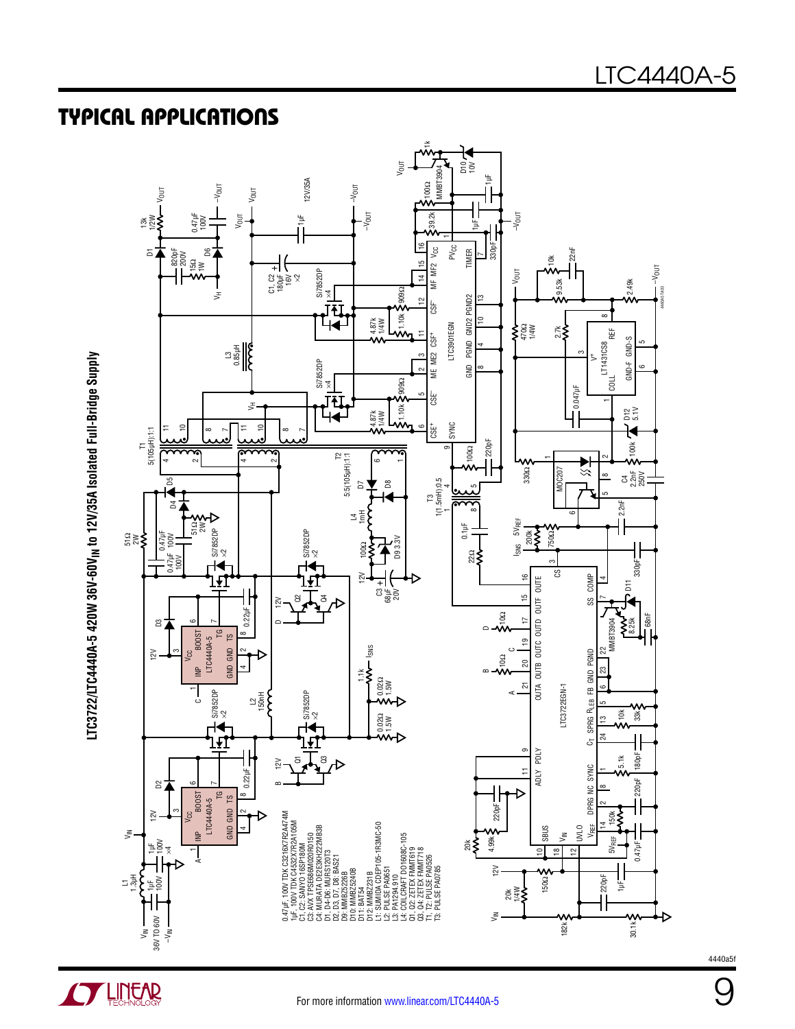## TYPICAL APPLICATIONS

**LTC3722/LTC4440A-5 420W 36V-60V$_{IN}$ to 12V/35A Isolated Full-Bridge Supply**

0.47µF, 100V TDK C3216X7R2A474M
1µF, 100V TDK C4532X7R2A105M
C1, C2: SANYO 16SP180M
C3: AVX TPSE686M020R0150
C4: MURATA DE2E3KH222MB3B
D1, D4-D6: MURS12013
D2, D3, D7, D8: BAS21
D9: MMBZ5226B
D10: MMBZ5240B
D11: BAT54
D12: MMBZ5231B
L1: SUMIDA CDEP105-1R3MC-50
L2: PULSE PA0651
L3: PA1294.910
L4: COILCRAFT DO1608C-105
Q1, Q2: ZETEX FMMT619
Q3, Q4: ZETEX FMMT718
T1, T2: PULSE PA0526
T3: PULSE PA0785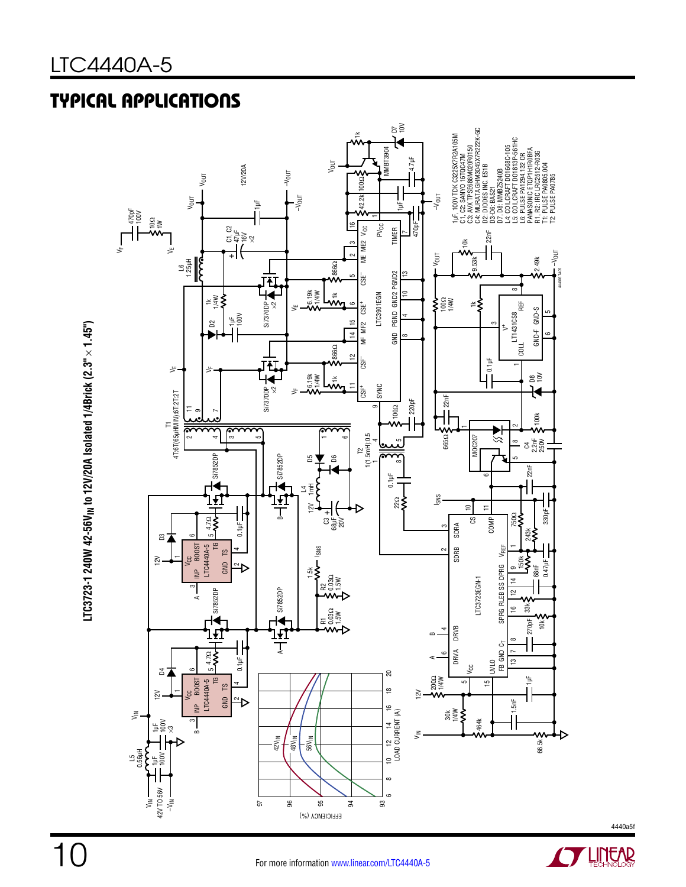## TYPICAL APPLICATIONS

**LTC3723-1 240W 42-56V$_{IN}$ to 12V/20A Isolated 1/4Brick (2.3" × 1.45")**

1µF, 100V TDK C3225X7R2A105M
C1, C2: SANYO 16TQC47M
C3: AVX TPSE686M020R0150
C4: MURATA GHM3045X7R222K-GC
D2: DIODES INC. ES1B
D3-D6: BAS21
D7, D8: MMBZ5240B
L4: COILCRAFT DO1608C-105
L5: COILCRAFT DO1813P-561HC
L6: PULSE PA1294.132 OR
PANASONIC ETQP1H1R0BFA
R1, R2: IRC LRC2512-R03G
T1: PULSE PA0805.004
T2: PULSE PA0785

EFFICIENCY (%) vs LOAD CURRENT (A) — curves for 42V$_{IN}$, 48V$_{IN}$, 56V$_{IN}$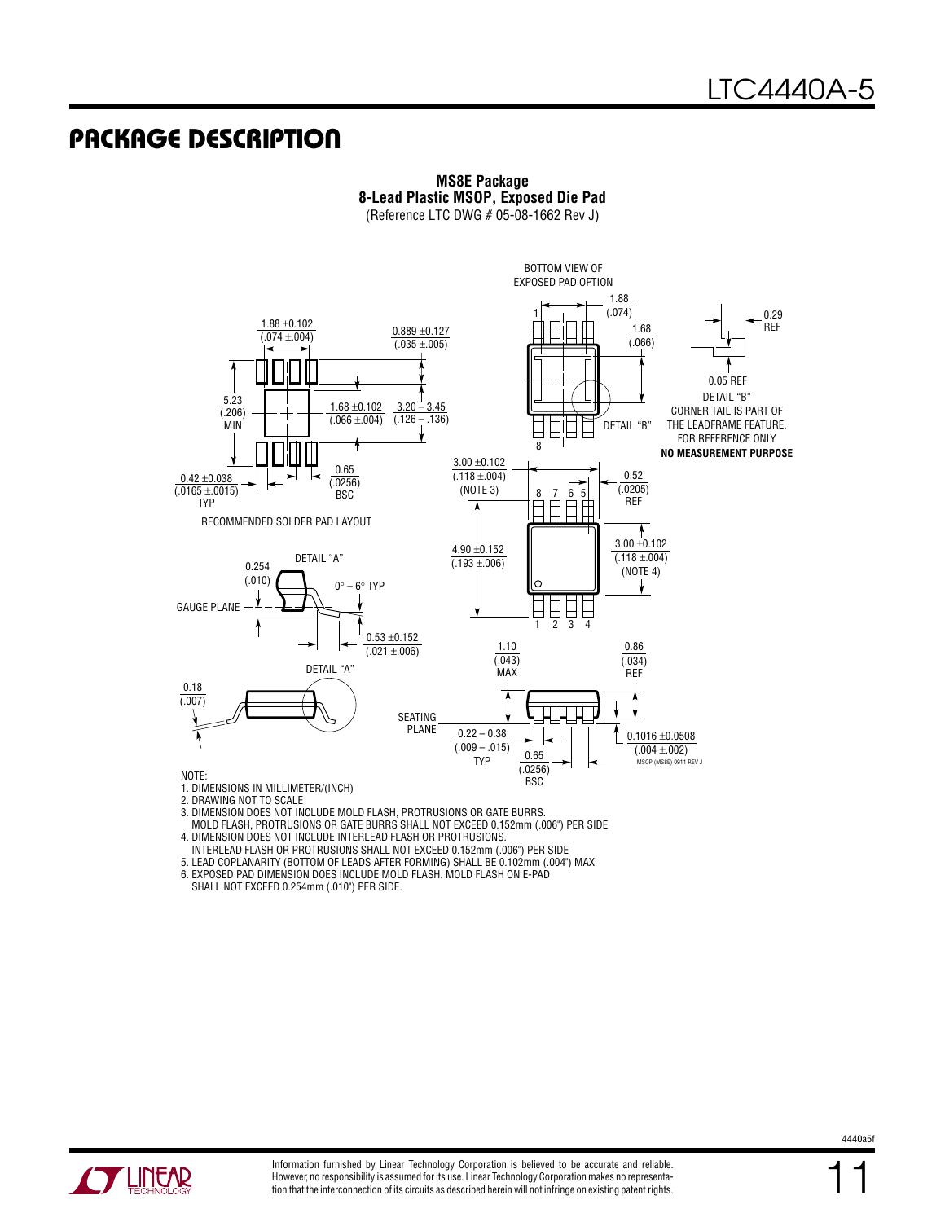## PACKAGE DESCRIPTION

**MS8E Package**
**8-Lead Plastic MSOP, Exposed Die Pad**
(Reference LTC DWG # 05-08-1662 Rev J)

BOTTOM VIEW OF EXPOSED PAD OPTION

1.88 (.074)

1.68 (.066)

0.29 REF

0.05 REF

DETAIL "B"
CORNER TAIL IS PART OF THE LEADFRAME FEATURE. FOR REFERENCE ONLY
**NO MEASUREMENT PURPOSE**

DETAIL "B"

1.88 ±0.102 (.074 ±.004)

0.889 ±0.127 (.035 ±.005)

5.23 (.206) MIN

1.68 ±0.102 (.066 ±.004)

3.20 – 3.45 (.126 – .136)

0.42 ±0.038 (.0165 ±.0015) TYP

0.65 (.0256) BSC

RECOMMENDED SOLDER PAD LAYOUT

3.00 ±0.102 (.118 ±.004) (NOTE 3)

0.52 (.0205) REF

4.90 ±0.152 (.193 ±.006)

3.00 ±0.102 (.118 ±.004) (NOTE 4)

DETAIL "A"

0.254 (.010)

0° – 6° TYP

GAUGE PLANE

0.53 ±0.152 (.021 ±.006)

DETAIL "A"

0.18 (.007)

1.10 (.043) MAX

0.86 (.034) REF

SEATING PLANE

0.22 – 0.38 (.009 – .015) TYP

0.65 (.0256) BSC

0.1016 ±0.0508 (.004 ±.002)

MSOP (MS8E) 0911 REV J

NOTE:
1. DIMENSIONS IN MILLIMETER/(INCH)
2. DRAWING NOT TO SCALE
3. DIMENSION DOES NOT INCLUDE MOLD FLASH, PROTRUSIONS OR GATE BURRS. MOLD FLASH, PROTRUSIONS OR GATE BURRS SHALL NOT EXCEED 0.152mm (.006") PER SIDE
4. DIMENSION DOES NOT INCLUDE INTERLEAD FLASH OR PROTRUSIONS. INTERLEAD FLASH OR PROTRUSIONS SHALL NOT EXCEED 0.152mm (.006") PER SIDE
5. LEAD COPLANARITY (BOTTOM OF LEADS AFTER FORMING) SHALL BE 0.102mm (.004") MAX
6. EXPOSED PAD DIMENSION DOES INCLUDE MOLD FLASH. MOLD FLASH ON E-PAD SHALL NOT EXCEED 0.254mm (.010") PER SIDE.

Information furnished by Linear Technology Corporation is believed to be accurate and reliable. However, no responsibility is assumed for its use. Linear Technology Corporation makes no representation that the interconnection of its circuits as described herein will not infringe on existing patent rights.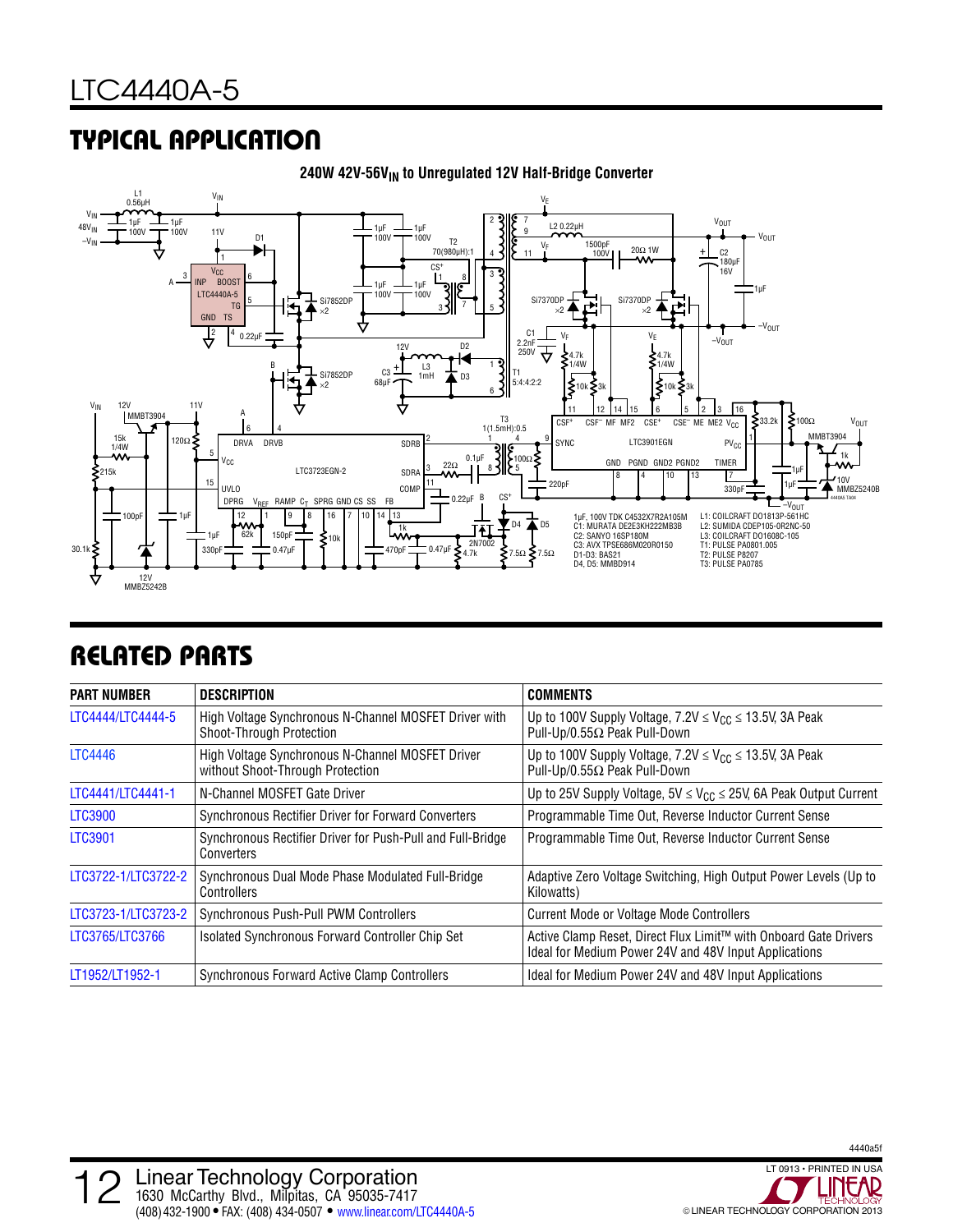## TYPICAL APPLICATION

**240W 42V-56V$_{IN}$ to Unregulated 12V Half-Bridge Converter**

1μF, 100V TDK C4532X7R2A105M
C1: MURATA DE2E3KH222MB3B
C2: SANYO 16SP180M
C3: AVX TPSE686M020R0150
D1-D3: BAS21
D4, D5: MMBD914

L1: COILCRAFT DO1813P-561HC
L2: SUMIDA CDEP105-0R2NC-50
L3: COILCRAFT DO1608C-105
T1: PULSE PA0801.005
T2: PULSE P8207
T3: PULSE PA0785

## RELATED PARTS

| PART NUMBER | DESCRIPTION | COMMENTS |
|---|---|---|
| LTC4444/LTC4444-5 | High Voltage Synchronous N-Channel MOSFET Driver with Shoot-Through Protection | Up to 100V Supply Voltage, 7.2V ≤ $V_{CC}$ ≤ 13.5V, 3A Peak Pull-Up/0.55Ω Peak Pull-Down |
| LTC4446 | High Voltage Synchronous N-Channel MOSFET Driver without Shoot-Through Protection | Up to 100V Supply Voltage, 7.2V ≤ $V_{CC}$ ≤ 13.5V, 3A Peak Pull-Up/0.55Ω Peak Pull-Down |
| LTC4441/LTC4441-1 | N-Channel MOSFET Gate Driver | Up to 25V Supply Voltage, 5V ≤ $V_{CC}$ ≤ 25V, 6A Peak Output Current |
| LTC3900 | Synchronous Rectifier Driver for Forward Converters | Programmable Time Out, Reverse Inductor Current Sense |
| LTC3901 | Synchronous Rectifier Driver for Push-Pull and Full-Bridge Converters | Programmable Time Out, Reverse Inductor Current Sense |
| LTC3722-1/LTC3722-2 | Synchronous Dual Mode Phase Modulated Full-Bridge Controllers | Adaptive Zero Voltage Switching, High Output Power Levels (Up to Kilowatts) |
| LTC3723-1/LTC3723-2 | Synchronous Push-Pull PWM Controllers | Current Mode or Voltage Mode Controllers |
| LTC3765/LTC3766 | Isolated Synchronous Forward Controller Chip Set | Active Clamp Reset, Direct Flux Limit™ with Onboard Gate Drivers Ideal for Medium Power 24V and 48V Input Applications |
| LT1952/LT1952-1 | Synchronous Forward Active Clamp Controllers | Ideal for Medium Power 24V and 48V Input Applications |

Linear Technology Corporation
1630 McCarthy Blvd., Milpitas, CA 95035-7417
(408) 432-1900 • FAX: (408) 434-0507 • www.linear.com/LTC4440A-5

LT 0913 • PRINTED IN USA
© LINEAR TECHNOLOGY CORPORATION 2013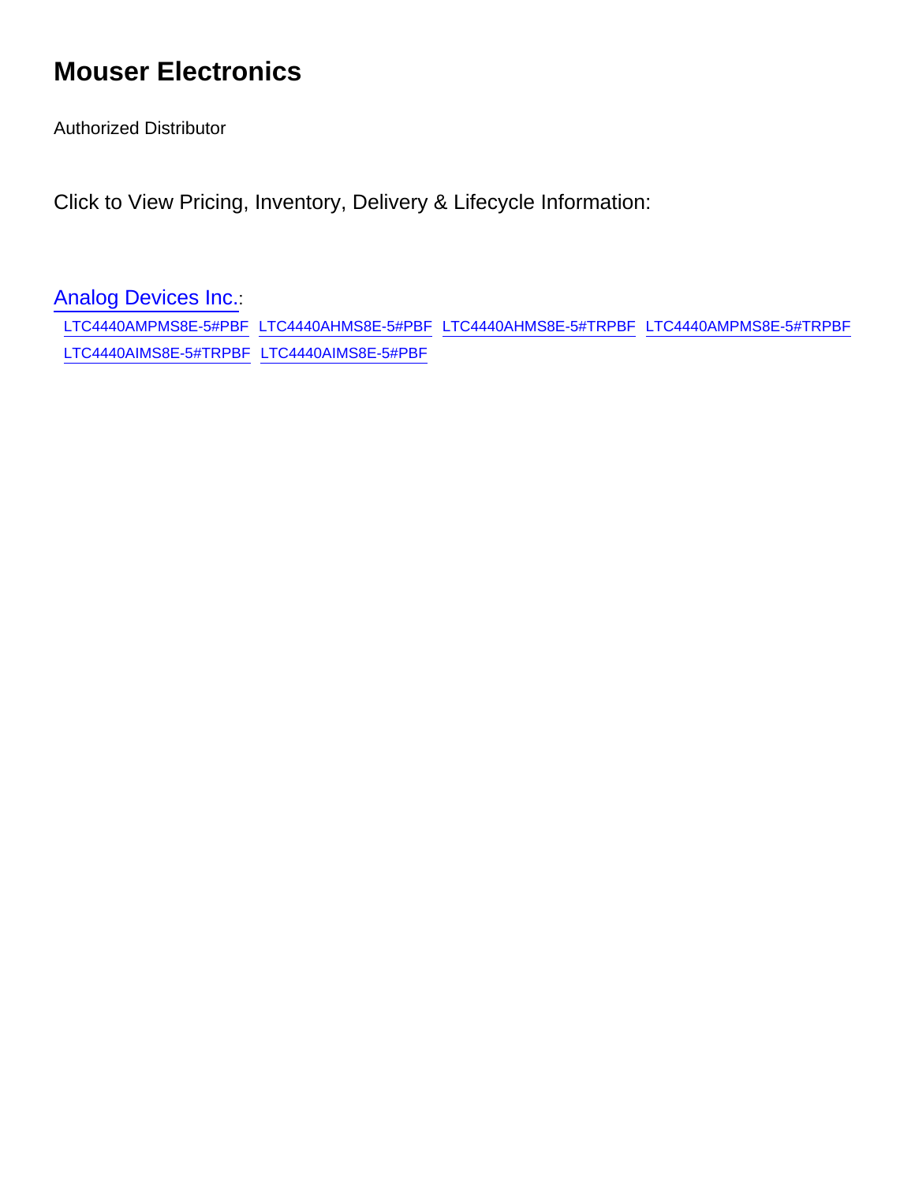# Mouser Electronics

Authorized Distributor

Click to View Pricing, Inventory, Delivery & Lifecycle Information:

Analog Devices Inc.:

LTC4440AMPMS8E-5#PBF LTC4440AHMS8E-5#PBF LTC4440AHMS8E-5#TRPBF LTC4440AMPMS8E-5#TRPBF LTC4440AIMS8E-5#TRPBF LTC4440AIMS8E-5#PBF